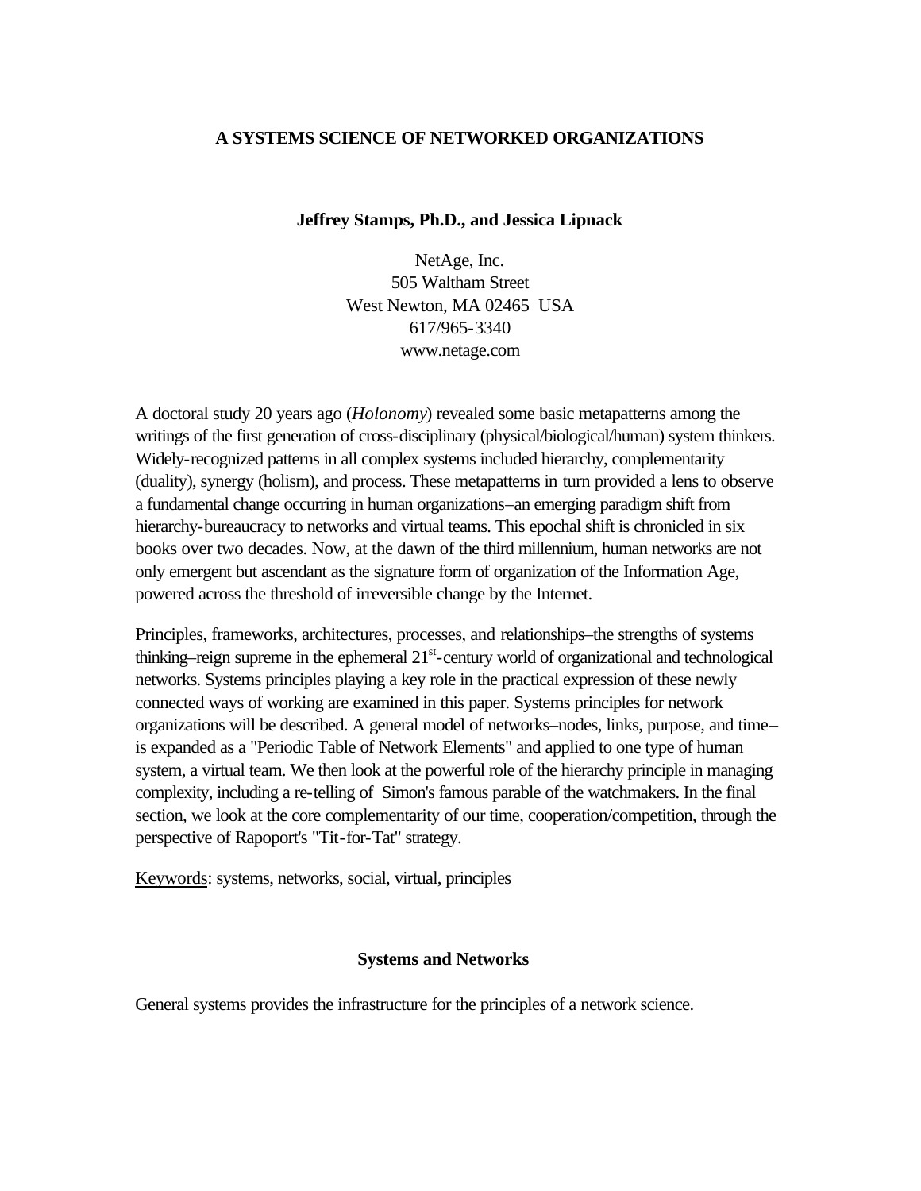# A SYSTEMS SCIENCE OF NETWORKED ORGANIZATIONS

**Jeffrey Stamps, Ph.D., and Jessica Lipnack**

NetAge, Inc.
505 Waltham Street
West Newton, MA 02465 USA
617/965-3340
www.netage.com

A doctoral study 20 years ago (*Holonomy*) revealed some basic metapatterns among the writings of the first generation of cross-disciplinary (physical/biological/human) system thinkers. Widely-recognized patterns in all complex systems included hierarchy, complementarity (duality), synergy (holism), and process. These metapatterns in turn provided a lens to observe a fundamental change occurring in human organizations–an emerging paradigm shift from hierarchy-bureaucracy to networks and virtual teams. This epochal shift is chronicled in six books over two decades. Now, at the dawn of the third millennium, human networks are not only emergent but ascendant as the signature form of organization of the Information Age, powered across the threshold of irreversible change by the Internet.

Principles, frameworks, architectures, processes, and relationships–the strengths of systems thinking–reign supreme in the ephemeral 21st-century world of organizational and technological networks. Systems principles playing a key role in the practical expression of these newly connected ways of working are examined in this paper. Systems principles for network organizations will be described. A general model of networks–nodes, links, purpose, and time–is expanded as a "Periodic Table of Network Elements" and applied to one type of human system, a virtual team. We then look at the powerful role of the hierarchy principle in managing complexity, including a re-telling of Simon's famous parable of the watchmakers. In the final section, we look at the core complementarity of our time, cooperation/competition, through the perspective of Rapoport's "Tit-for-Tat" strategy.

Keywords: systems, networks, social, virtual, principles

## Systems and Networks

General systems provides the infrastructure for the principles of a network science.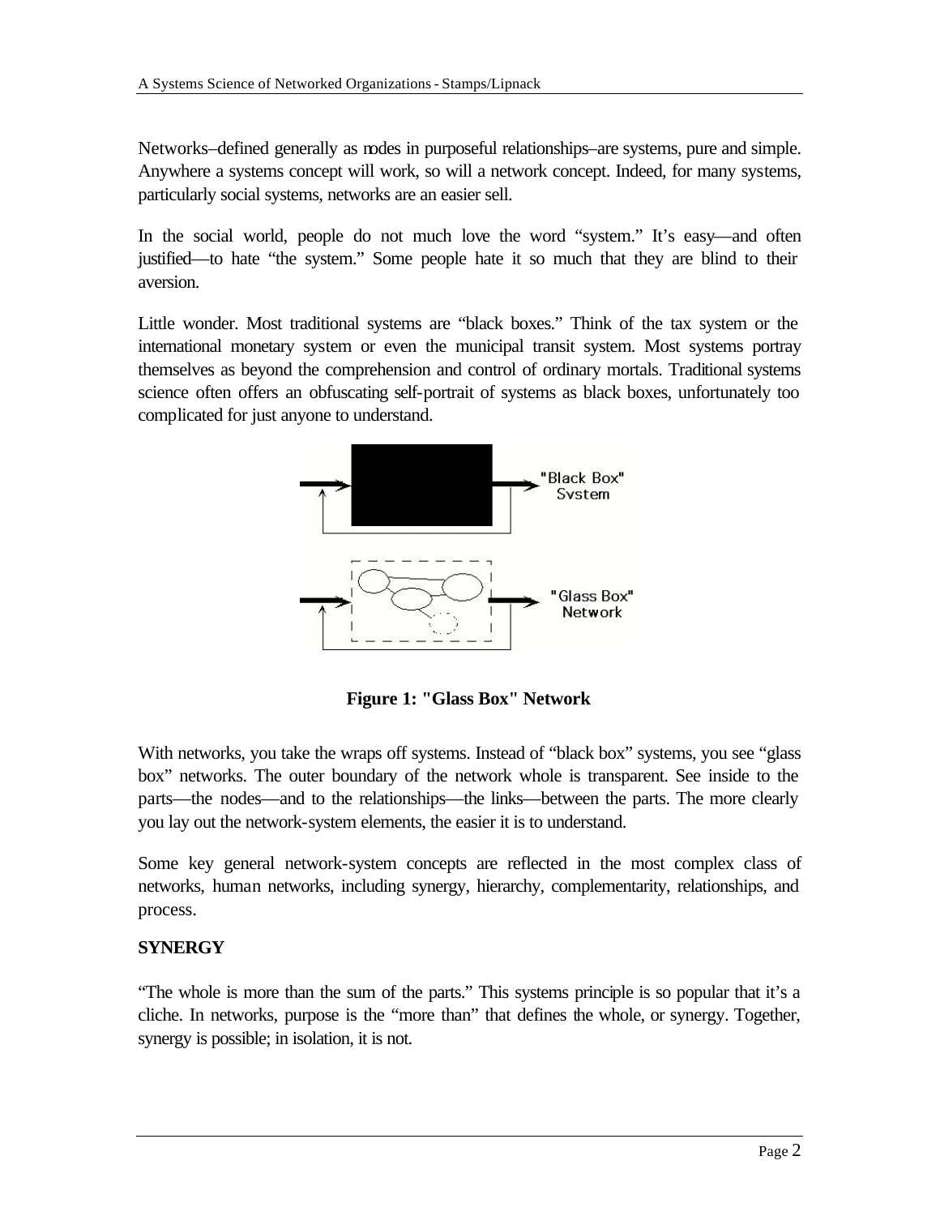Networks–defined generally as nodes in purposeful relationships–are systems, pure and simple. Anywhere a systems concept will work, so will a network concept. Indeed, for many systems, particularly social systems, networks are an easier sell.

In the social world, people do not much love the word "system." It's easy—and often justified—to hate "the system." Some people hate it so much that they are blind to their aversion.

Little wonder. Most traditional systems are "black boxes." Think of the tax system or the international monetary system or even the municipal transit system. Most systems portray themselves as beyond the comprehension and control of ordinary mortals. Traditional systems science often offers an obfuscating self-portrait of systems as black boxes, unfortunately too complicated for just anyone to understand.

**Figure 1: "Glass Box" Network**

With networks, you take the wraps off systems. Instead of "black box" systems, you see "glass box" networks. The outer boundary of the network whole is transparent. See inside to the parts—the nodes—and to the relationships—the links—between the parts. The more clearly you lay out the network-system elements, the easier it is to understand.

Some key general network-system concepts are reflected in the most complex class of networks, human networks, including synergy, hierarchy, complementarity, relationships, and process.

**SYNERGY**

"The whole is more than the sum of the parts." This systems principle is so popular that it's a cliche. In networks, purpose is the "more than" that defines the whole, or synergy. Together, synergy is possible; in isolation, it is not.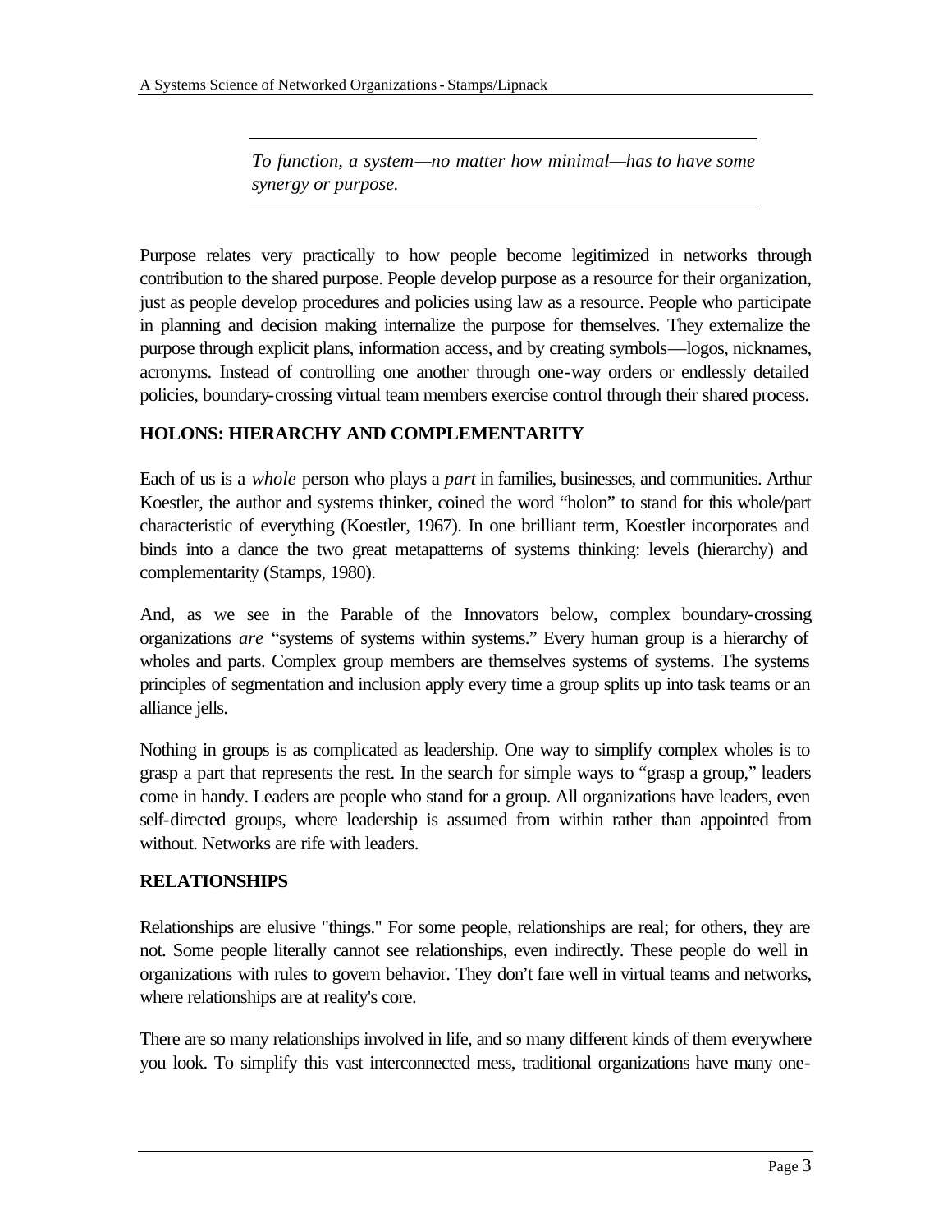*To function, a system—no matter how minimal—has to have some synergy or purpose.*

Purpose relates very practically to how people become legitimized in networks through contribution to the shared purpose. People develop purpose as a resource for their organization, just as people develop procedures and policies using law as a resource. People who participate in planning and decision making internalize the purpose for themselves. They externalize the purpose through explicit plans, information access, and by creating symbols—logos, nicknames, acronyms. Instead of controlling one another through one-way orders or endlessly detailed policies, boundary-crossing virtual team members exercise control through their shared process.

## HOLONS: HIERARCHY AND COMPLEMENTARITY

Each of us is a *whole* person who plays a *part* in families, businesses, and communities. Arthur Koestler, the author and systems thinker, coined the word "holon" to stand for this whole/part characteristic of everything (Koestler, 1967). In one brilliant term, Koestler incorporates and binds into a dance the two great metapatterns of systems thinking: levels (hierarchy) and complementarity (Stamps, 1980).

And, as we see in the Parable of the Innovators below, complex boundary-crossing organizations *are* "systems of systems within systems." Every human group is a hierarchy of wholes and parts. Complex group members are themselves systems of systems. The systems principles of segmentation and inclusion apply every time a group splits up into task teams or an alliance jells.

Nothing in groups is as complicated as leadership. One way to simplify complex wholes is to grasp a part that represents the rest. In the search for simple ways to "grasp a group," leaders come in handy. Leaders are people who stand for a group. All organizations have leaders, even self-directed groups, where leadership is assumed from within rather than appointed from without. Networks are rife with leaders.

## RELATIONSHIPS

Relationships are elusive "things." For some people, relationships are real; for others, they are not. Some people literally cannot see relationships, even indirectly. These people do well in organizations with rules to govern behavior. They don't fare well in virtual teams and networks, where relationships are at reality's core.

There are so many relationships involved in life, and so many different kinds of them everywhere you look. To simplify this vast interconnected mess, traditional organizations have many one-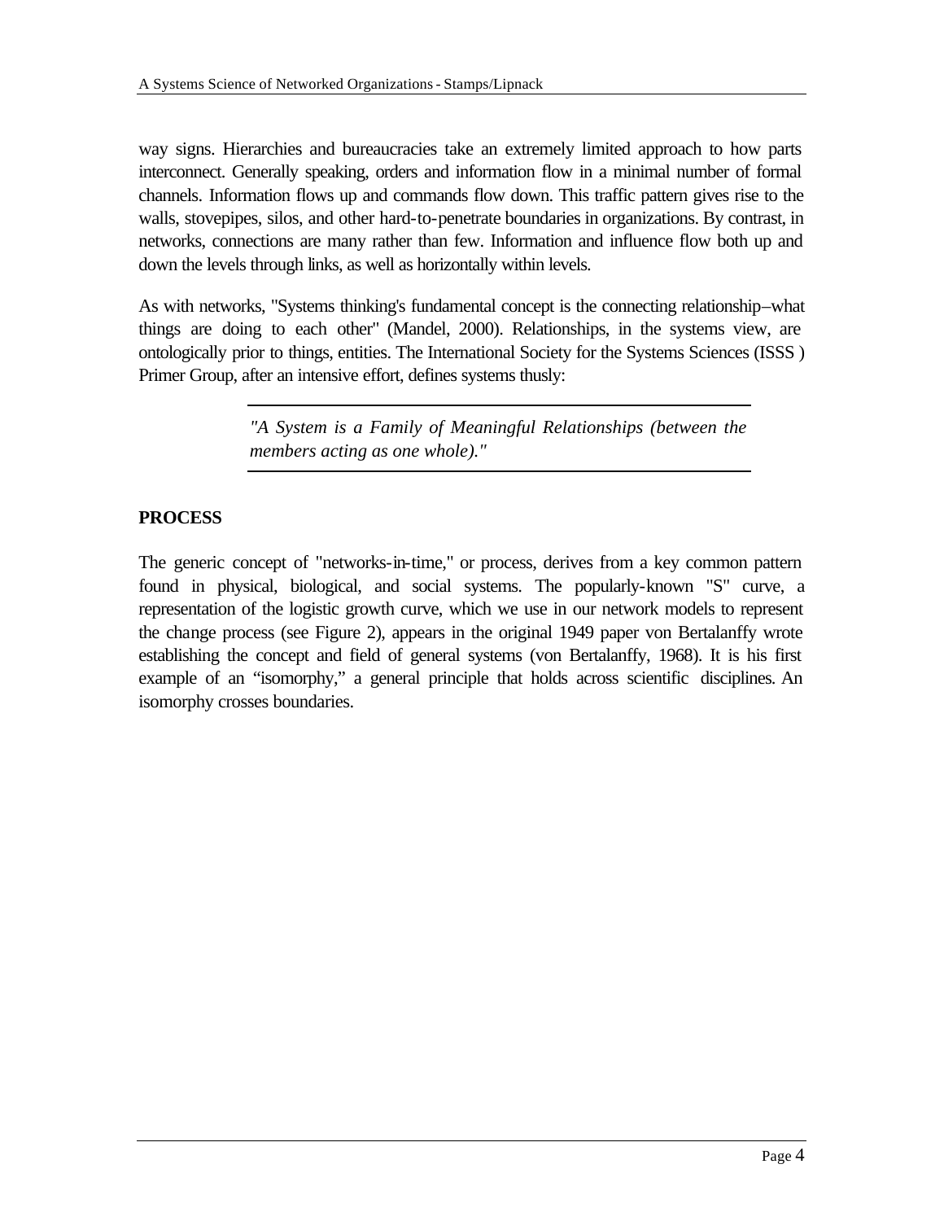way signs. Hierarchies and bureaucracies take an extremely limited approach to how parts interconnect. Generally speaking, orders and information flow in a minimal number of formal channels. Information flows up and commands flow down. This traffic pattern gives rise to the walls, stovepipes, silos, and other hard-to-penetrate boundaries in organizations. By contrast, in networks, connections are many rather than few. Information and influence flow both up and down the levels through links, as well as horizontally within levels.

As with networks, "Systems thinking's fundamental concept is the connecting relationship–what things are doing to each other" (Mandel, 2000). Relationships, in the systems view, are ontologically prior to things, entities. The International Society for the Systems Sciences (ISSS ) Primer Group, after an intensive effort, defines systems thusly:

> *"A System is a Family of Meaningful Relationships (between the members acting as one whole)."*

## PROCESS

The generic concept of "networks-in-time," or process, derives from a key common pattern found in physical, biological, and social systems. The popularly-known "S" curve, a representation of the logistic growth curve, which we use in our network models to represent the change process (see Figure 2), appears in the original 1949 paper von Bertalanffy wrote establishing the concept and field of general systems (von Bertalanffy, 1968). It is his first example of an "isomorphy," a general principle that holds across scientific disciplines. An isomorphy crosses boundaries.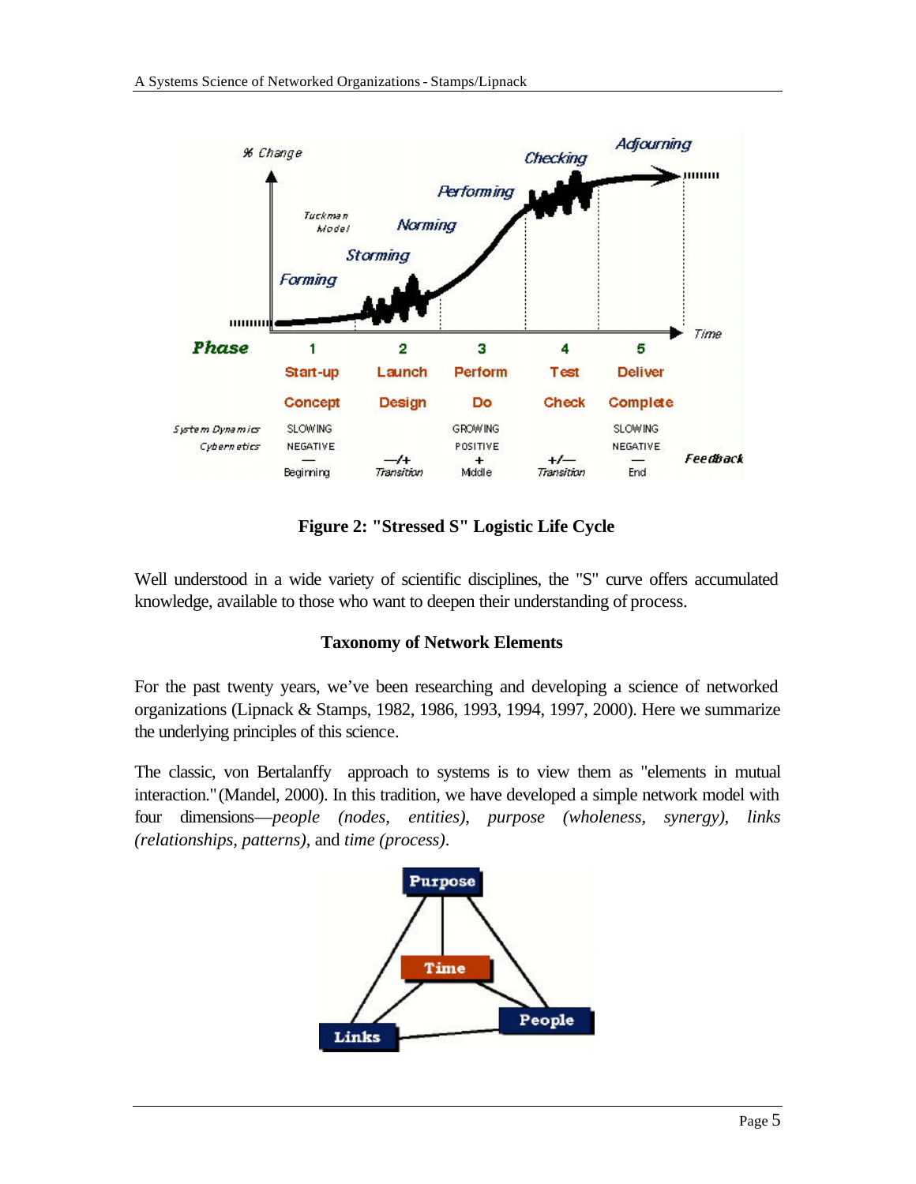**Figure 2: "Stressed S" Logistic Life Cycle**

Well understood in a wide variety of scientific disciplines, the "S" curve offers accumulated knowledge, available to those who want to deepen their understanding of process.

## Taxonomy of Network Elements

For the past twenty years, we've been researching and developing a science of networked organizations (Lipnack & Stamps, 1982, 1986, 1993, 1994, 1997, 2000). Here we summarize the underlying principles of this science.

The classic, von Bertalanffy approach to systems is to view them as "elements in mutual interaction." (Mandel, 2000). In this tradition, we have developed a simple network model with four dimensions—*people (nodes, entities)*, *purpose (wholeness, synergy)*, *links (relationships, patterns)*, and *time (process)*.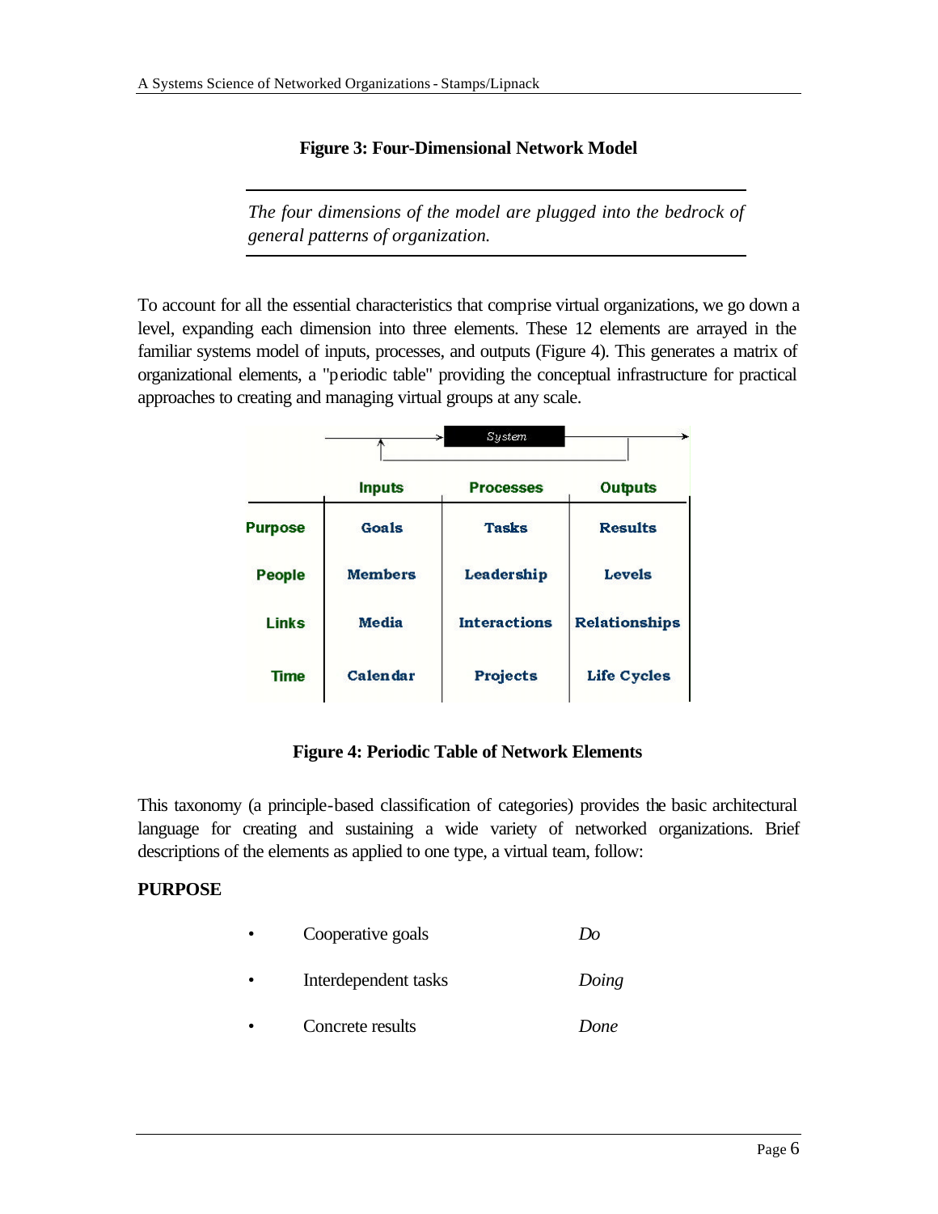**Figure 3: Four-Dimensional Network Model**

*The four dimensions of the model are plugged into the bedrock of general patterns of organization.*

To account for all the essential characteristics that comprise virtual organizations, we go down a level, expanding each dimension into three elements. These 12 elements are arrayed in the familiar systems model of inputs, processes, and outputs (Figure 4). This generates a matrix of organizational elements, a "periodic table" providing the conceptual infrastructure for practical approaches to creating and managing virtual groups at any scale.

| | Inputs | Processes | Outputs |
|---|---|---|---|
| **Purpose** | Goals | Tasks | Results |
| **People** | Members | Leadership | Levels |
| **Links** | Media | Interactions | Relationships |
| **Time** | Calendar | Projects | Life Cycles |

**Figure 4: Periodic Table of Network Elements**

This taxonomy (a principle-based classification of categories) provides the basic architectural language for creating and sustaining a wide variety of networked organizations. Brief descriptions of the elements as applied to one type, a virtual team, follow:

**PURPOSE**

- Cooperative goals — *Do*
- Interdependent tasks — *Doing*
- Concrete results — *Done*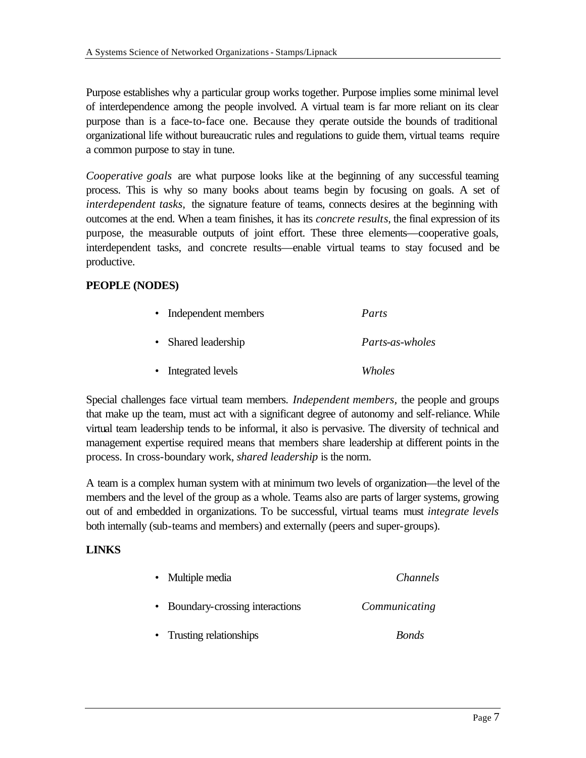Purpose establishes why a particular group works together. Purpose implies some minimal level of interdependence among the people involved. A virtual team is far more reliant on its clear purpose than is a face-to-face one. Because they operate outside the bounds of traditional organizational life without bureaucratic rules and regulations to guide them, virtual teams require a common purpose to stay in tune.

*Cooperative goals* are what purpose looks like at the beginning of any successful teaming process. This is why so many books about teams begin by focusing on goals. A set of *interdependent tasks,* the signature feature of teams, connects desires at the beginning with outcomes at the end. When a team finishes, it has its *concrete results,* the final expression of its purpose, the measurable outputs of joint effort. These three elements—cooperative goals, interdependent tasks, and concrete results—enable virtual teams to stay focused and be productive.

**PEOPLE (NODES)**

| | |
|---|---|
| • Independent members | *Parts* |
| • Shared leadership | *Parts-as-wholes* |
| • Integrated levels | *Wholes* |

Special challenges face virtual team members. *Independent members,* the people and groups that make up the team, must act with a significant degree of autonomy and self-reliance. While virtual team leadership tends to be informal, it also is pervasive. The diversity of technical and management expertise required means that members share leadership at different points in the process. In cross-boundary work, *shared leadership* is the norm.

A team is a complex human system with at minimum two levels of organization—the level of the members and the level of the group as a whole. Teams also are parts of larger systems, growing out of and embedded in organizations. To be successful, virtual teams must *integrate levels* both internally (sub-teams and members) and externally (peers and super-groups).

**LINKS**

| | |
|---|---|
| • Multiple media | *Channels* |
| • Boundary-crossing interactions | *Communicating* |
| • Trusting relationships | *Bonds* |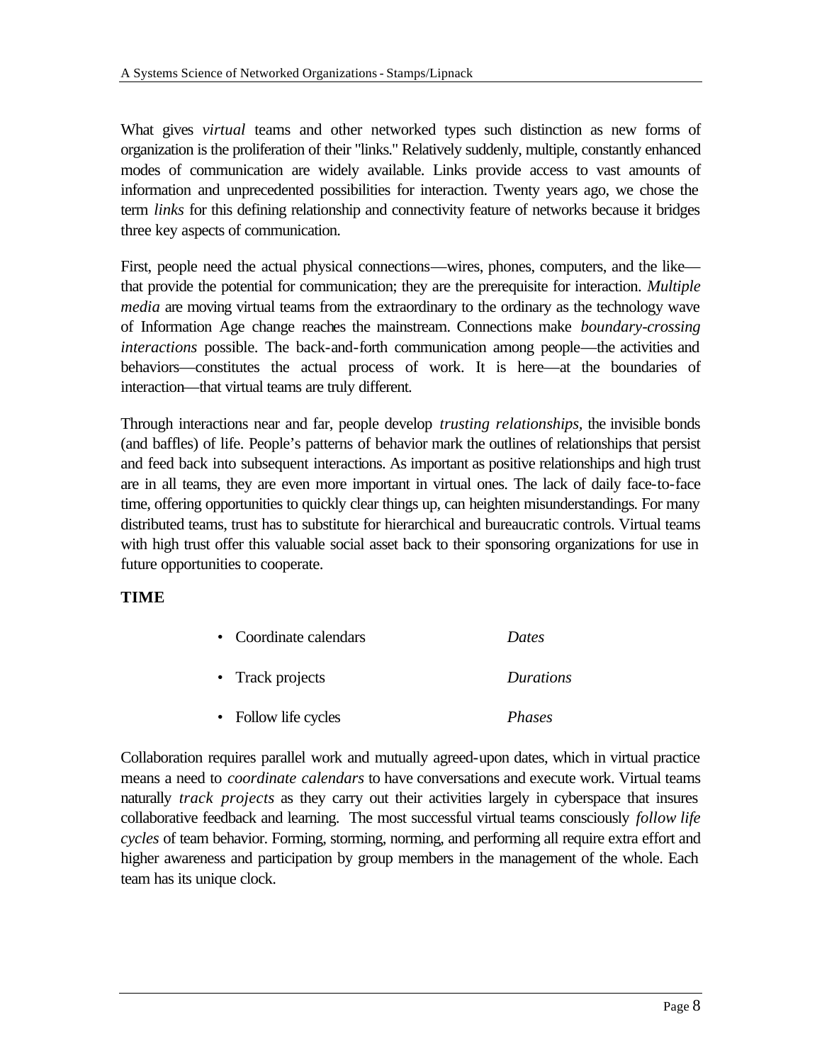What gives *virtual* teams and other networked types such distinction as new forms of organization is the proliferation of their "links." Relatively suddenly, multiple, constantly enhanced modes of communication are widely available. Links provide access to vast amounts of information and unprecedented possibilities for interaction. Twenty years ago, we chose the term *links* for this defining relationship and connectivity feature of networks because it bridges three key aspects of communication.

First, people need the actual physical connections—wires, phones, computers, and the like—that provide the potential for communication; they are the prerequisite for interaction. *Multiple media* are moving virtual teams from the extraordinary to the ordinary as the technology wave of Information Age change reaches the mainstream. Connections make *boundary-crossing interactions* possible. The back-and-forth communication among people—the activities and behaviors—constitutes the actual process of work. It is here—at the boundaries of interaction—that virtual teams are truly different.

Through interactions near and far, people develop *trusting relationships,* the invisible bonds (and baffles) of life. People's patterns of behavior mark the outlines of relationships that persist and feed back into subsequent interactions. As important as positive relationships and high trust are in all teams, they are even more important in virtual ones. The lack of daily face-to-face time, offering opportunities to quickly clear things up, can heighten misunderstandings. For many distributed teams, trust has to substitute for hierarchical and bureaucratic controls. Virtual teams with high trust offer this valuable social asset back to their sponsoring organizations for use in future opportunities to cooperate.

**TIME**

| | |
|---|---|
| • Coordinate calendars | *Dates* |
| • Track projects | *Durations* |
| • Follow life cycles | *Phases* |

Collaboration requires parallel work and mutually agreed-upon dates, which in virtual practice means a need to *coordinate calendars* to have conversations and execute work. Virtual teams naturally *track projects* as they carry out their activities largely in cyberspace that insures collaborative feedback and learning. The most successful virtual teams consciously *follow life cycles* of team behavior. Forming, storming, norming, and performing all require extra effort and higher awareness and participation by group members in the management of the whole. Each team has its unique clock.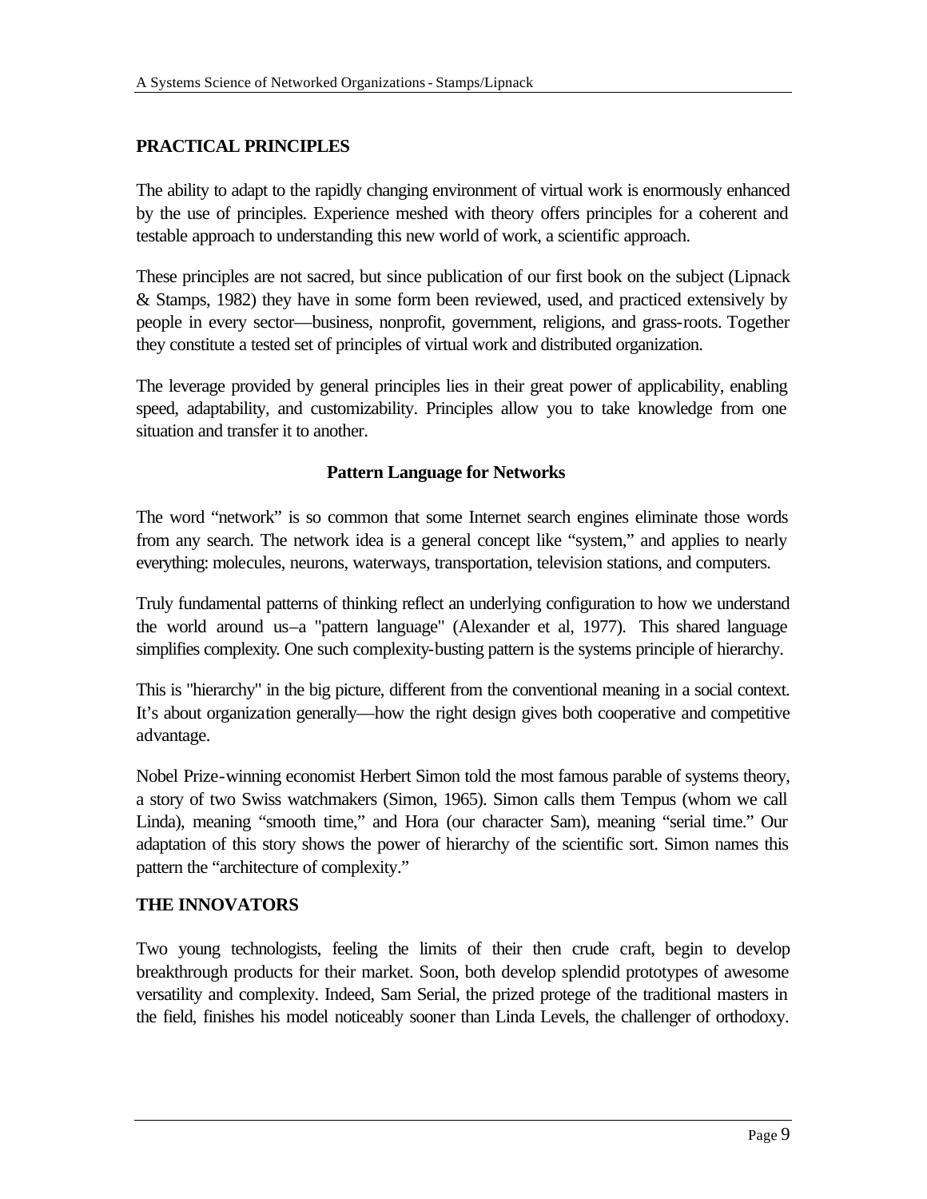## PRACTICAL PRINCIPLES

The ability to adapt to the rapidly changing environment of virtual work is enormously enhanced by the use of principles. Experience meshed with theory offers principles for a coherent and testable approach to understanding this new world of work, a scientific approach.

These principles are not sacred, but since publication of our first book on the subject (Lipnack & Stamps, 1982) they have in some form been reviewed, used, and practiced extensively by people in every sector—business, nonprofit, government, religions, and grass-roots. Together they constitute a tested set of principles of virtual work and distributed organization.

The leverage provided by general principles lies in their great power of applicability, enabling speed, adaptability, and customizability. Principles allow you to take knowledge from one situation and transfer it to another.

### Pattern Language for Networks

The word "network" is so common that some Internet search engines eliminate those words from any search. The network idea is a general concept like "system," and applies to nearly everything: molecules, neurons, waterways, transportation, television stations, and computers.

Truly fundamental patterns of thinking reflect an underlying configuration to how we understand the world around us–a "pattern language" (Alexander et al, 1977). This shared language simplifies complexity. One such complexity-busting pattern is the systems principle of hierarchy.

This is "hierarchy" in the big picture, different from the conventional meaning in a social context. It's about organization generally—how the right design gives both cooperative and competitive advantage.

Nobel Prize-winning economist Herbert Simon told the most famous parable of systems theory, a story of two Swiss watchmakers (Simon, 1965). Simon calls them Tempus (whom we call Linda), meaning "smooth time," and Hora (our character Sam), meaning "serial time." Our adaptation of this story shows the power of hierarchy of the scientific sort. Simon names this pattern the "architecture of complexity."

## THE INNOVATORS

Two young technologists, feeling the limits of their then crude craft, begin to develop breakthrough products for their market. Soon, both develop splendid prototypes of awesome versatility and complexity. Indeed, Sam Serial, the prized protege of the traditional masters in the field, finishes his model noticeably sooner than Linda Levels, the challenger of orthodoxy.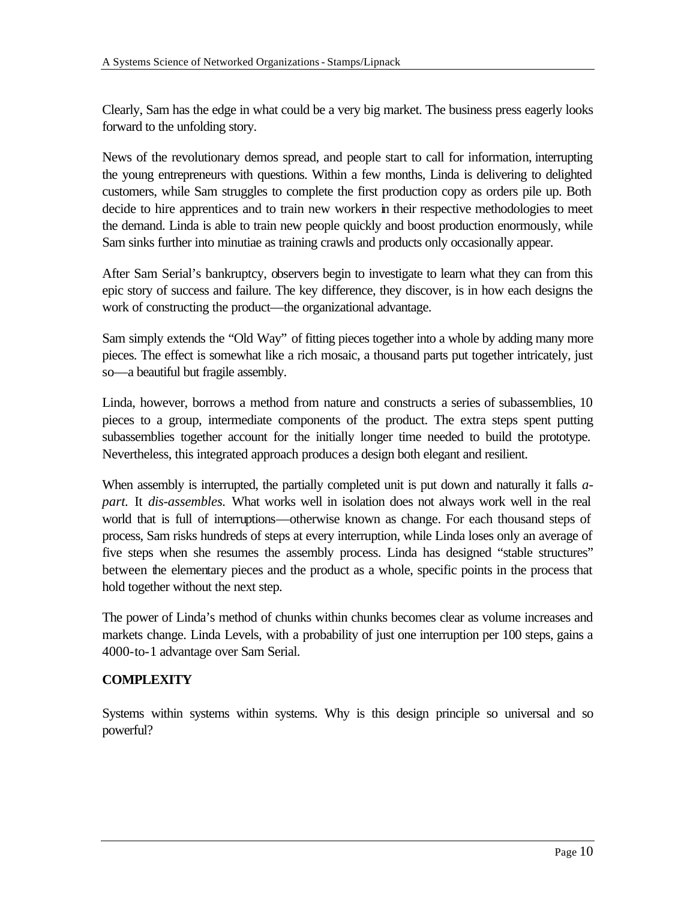Clearly, Sam has the edge in what could be a very big market. The business press eagerly looks forward to the unfolding story.

News of the revolutionary demos spread, and people start to call for information, interrupting the young entrepreneurs with questions. Within a few months, Linda is delivering to delighted customers, while Sam struggles to complete the first production copy as orders pile up. Both decide to hire apprentices and to train new workers in their respective methodologies to meet the demand. Linda is able to train new people quickly and boost production enormously, while Sam sinks further into minutiae as training crawls and products only occasionally appear.

After Sam Serial's bankruptcy, observers begin to investigate to learn what they can from this epic story of success and failure. The key difference, they discover, is in how each designs the work of constructing the product—the organizational advantage.

Sam simply extends the "Old Way" of fitting pieces together into a whole by adding many more pieces. The effect is somewhat like a rich mosaic, a thousand parts put together intricately, just so—a beautiful but fragile assembly.

Linda, however, borrows a method from nature and constructs a series of subassemblies, 10 pieces to a group, intermediate components of the product. The extra steps spent putting subassemblies together account for the initially longer time needed to build the prototype. Nevertheless, this integrated approach produces a design both elegant and resilient.

When assembly is interrupted, the partially completed unit is put down and naturally it falls *a-part*. It *dis-assembles.* What works well in isolation does not always work well in the real world that is full of interruptions—otherwise known as change. For each thousand steps of process, Sam risks hundreds of steps at every interruption, while Linda loses only an average of five steps when she resumes the assembly process. Linda has designed "stable structures" between the elementary pieces and the product as a whole, specific points in the process that hold together without the next step.

The power of Linda's method of chunks within chunks becomes clear as volume increases and markets change. Linda Levels, with a probability of just one interruption per 100 steps, gains a 4000-to-1 advantage over Sam Serial.

## COMPLEXITY

Systems within systems within systems. Why is this design principle so universal and so powerful?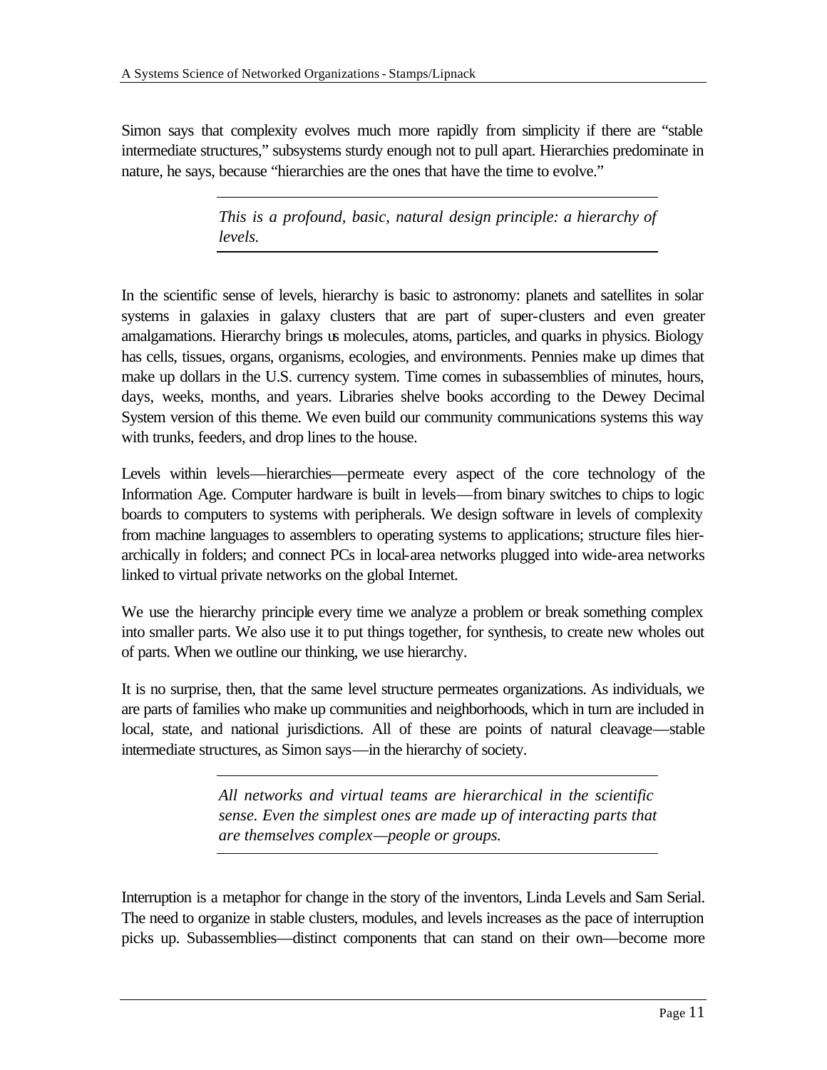Simon says that complexity evolves much more rapidly from simplicity if there are "stable intermediate structures," subsystems sturdy enough not to pull apart. Hierarchies predominate in nature, he says, because "hierarchies are the ones that have the time to evolve."

> *This is a profound, basic, natural design principle: a hierarchy of levels.*

In the scientific sense of levels, hierarchy is basic to astronomy: planets and satellites in solar systems in galaxies in galaxy clusters that are part of super-clusters and even greater amalgamations. Hierarchy brings us molecules, atoms, particles, and quarks in physics. Biology has cells, tissues, organs, organisms, ecologies, and environments. Pennies make up dimes that make up dollars in the U.S. currency system. Time comes in subassemblies of minutes, hours, days, weeks, months, and years. Libraries shelve books according to the Dewey Decimal System version of this theme. We even build our community communications systems this way with trunks, feeders, and drop lines to the house.

Levels within levels—hierarchies—permeate every aspect of the core technology of the Information Age. Computer hardware is built in levels—from binary switches to chips to logic boards to computers to systems with peripherals. We design software in levels of complexity from machine languages to assemblers to operating systems to applications; structure files hierarchically in folders; and connect PCs in local-area networks plugged into wide-area networks linked to virtual private networks on the global Internet.

We use the hierarchy principle every time we analyze a problem or break something complex into smaller parts. We also use it to put things together, for synthesis, to create new wholes out of parts. When we outline our thinking, we use hierarchy.

It is no surprise, then, that the same level structure permeates organizations. As individuals, we are parts of families who make up communities and neighborhoods, which in turn are included in local, state, and national jurisdictions. All of these are points of natural cleavage—stable intermediate structures, as Simon says—in the hierarchy of society.

> *All networks and virtual teams are hierarchical in the scientific sense. Even the simplest ones are made up of interacting parts that are themselves complex—people or groups.*

Interruption is a metaphor for change in the story of the inventors, Linda Levels and Sam Serial. The need to organize in stable clusters, modules, and levels increases as the pace of interruption picks up. Subassemblies—distinct components that can stand on their own—become more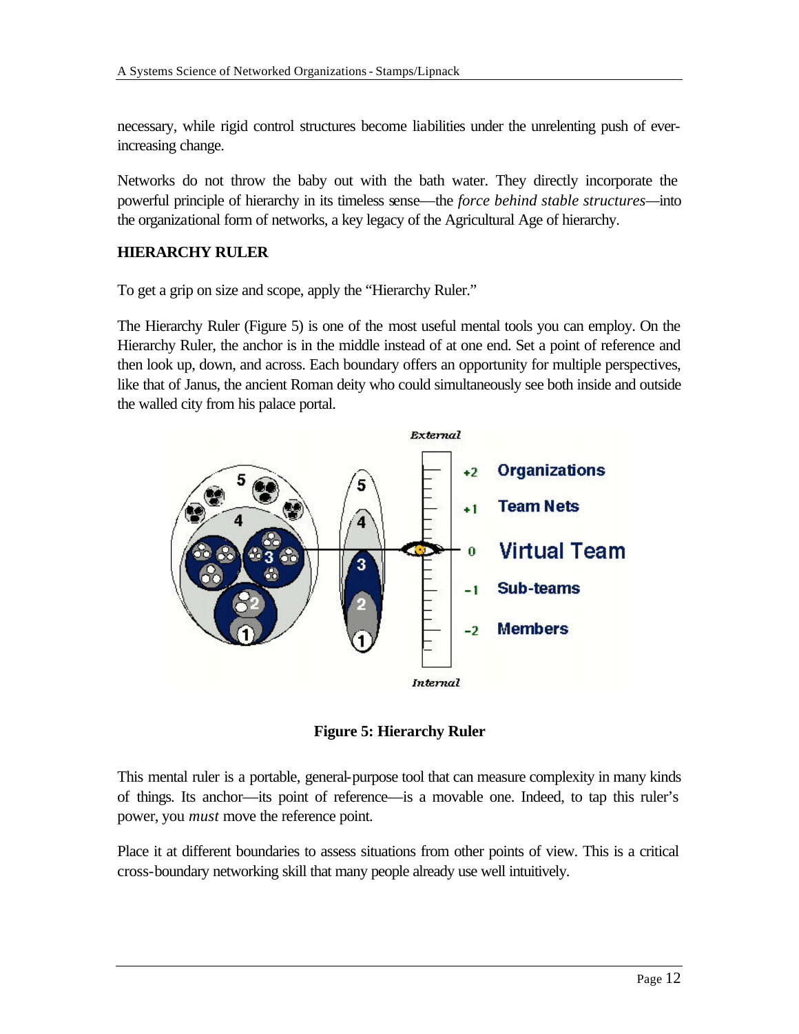necessary, while rigid control structures become liabilities under the unrelenting push of ever-increasing change.

Networks do not throw the baby out with the bath water. They directly incorporate the powerful principle of hierarchy in its timeless sense—the *force behind stable structures*—into the organizational form of networks, a key legacy of the Agricultural Age of hierarchy.

**HIERARCHY RULER**

To get a grip on size and scope, apply the "Hierarchy Ruler."

The Hierarchy Ruler (Figure 5) is one of the most useful mental tools you can employ. On the Hierarchy Ruler, the anchor is in the middle instead of at one end. Set a point of reference and then look up, down, and across. Each boundary offers an opportunity for multiple perspectives, like that of Janus, the ancient Roman deity who could simultaneously see both inside and outside the walled city from his palace portal.

**Figure 5: Hierarchy Ruler**

This mental ruler is a portable, general-purpose tool that can measure complexity in many kinds of things. Its anchor—its point of reference—is a movable one. Indeed, to tap this ruler's power, you *must* move the reference point.

Place it at different boundaries to assess situations from other points of view. This is a critical cross-boundary networking skill that many people already use well intuitively.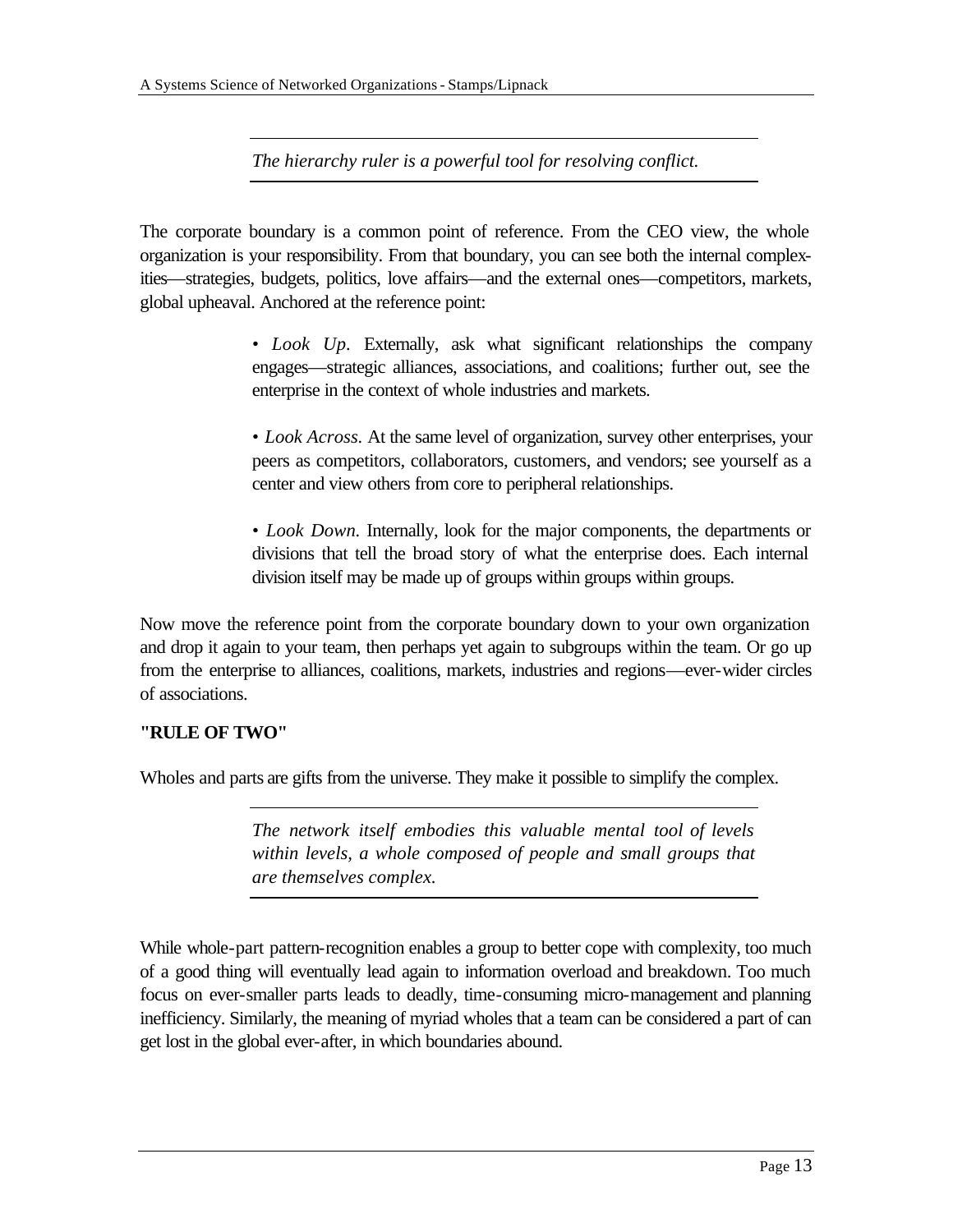*The hierarchy ruler is a powerful tool for resolving conflict.*

The corporate boundary is a common point of reference. From the CEO view, the whole organization is your responsibility. From that boundary, you can see both the internal complexities—strategies, budgets, politics, love affairs—and the external ones—competitors, markets, global upheaval. Anchored at the reference point:

• *Look Up*. Externally, ask what significant relationships the company engages—strategic alliances, associations, and coalitions; further out, see the enterprise in the context of whole industries and markets.

• *Look Across*. At the same level of organization, survey other enterprises, your peers as competitors, collaborators, customers, and vendors; see yourself as a center and view others from core to peripheral relationships.

• *Look Down*. Internally, look for the major components, the departments or divisions that tell the broad story of what the enterprise does. Each internal division itself may be made up of groups within groups within groups.

Now move the reference point from the corporate boundary down to your own organization and drop it again to your team, then perhaps yet again to subgroups within the team. Or go up from the enterprise to alliances, coalitions, markets, industries and regions—ever-wider circles of associations.

**"RULE OF TWO"**

Wholes and parts are gifts from the universe. They make it possible to simplify the complex.

*The network itself embodies this valuable mental tool of levels within levels, a whole composed of people and small groups that are themselves complex.*

While whole-part pattern-recognition enables a group to better cope with complexity, too much of a good thing will eventually lead again to information overload and breakdown. Too much focus on ever-smaller parts leads to deadly, time-consuming micro-management and planning inefficiency. Similarly, the meaning of myriad wholes that a team can be considered a part of can get lost in the global ever-after, in which boundaries abound.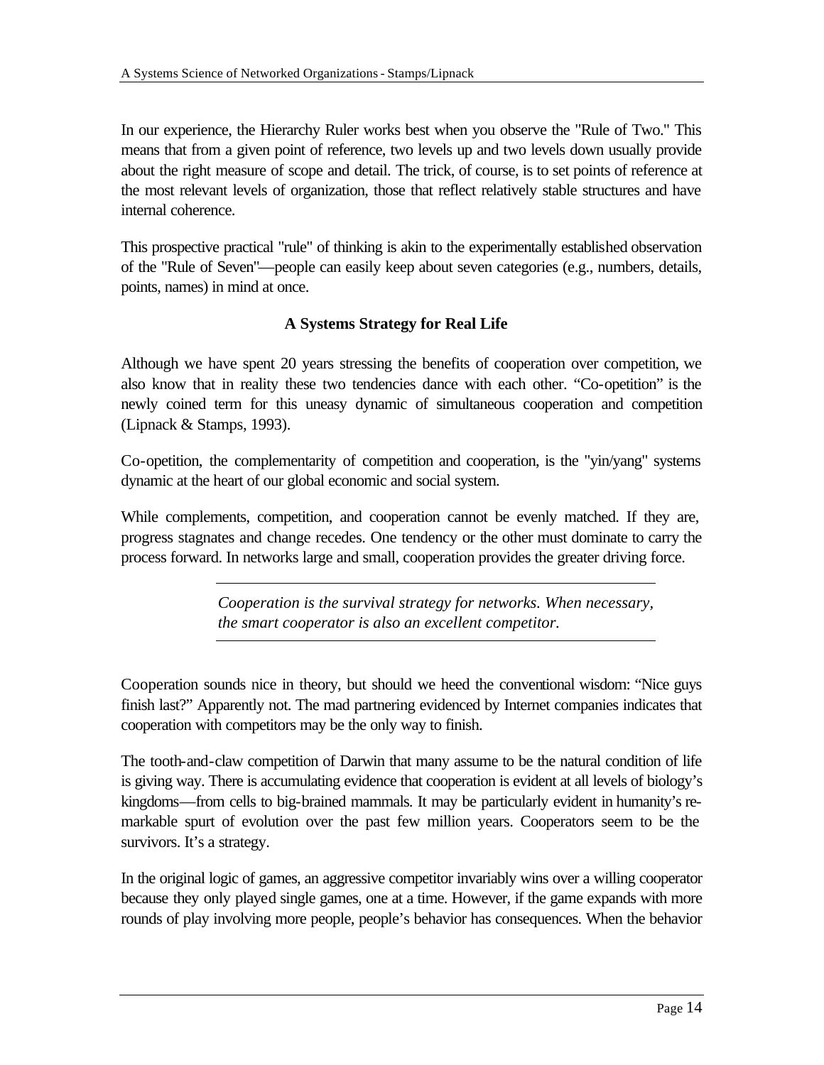In our experience, the Hierarchy Ruler works best when you observe the "Rule of Two." This means that from a given point of reference, two levels up and two levels down usually provide about the right measure of scope and detail. The trick, of course, is to set points of reference at the most relevant levels of organization, those that reflect relatively stable structures and have internal coherence.

This prospective practical "rule" of thinking is akin to the experimentally established observation of the "Rule of Seven"—people can easily keep about seven categories (e.g., numbers, details, points, names) in mind at once.

### A Systems Strategy for Real Life

Although we have spent 20 years stressing the benefits of cooperation over competition, we also know that in reality these two tendencies dance with each other. "Co-opetition" is the newly coined term for this uneasy dynamic of simultaneous cooperation and competition (Lipnack & Stamps, 1993).

Co-opetition, the complementarity of competition and cooperation, is the "yin/yang" systems dynamic at the heart of our global economic and social system.

While complements, competition, and cooperation cannot be evenly matched. If they are, progress stagnates and change recedes. One tendency or the other must dominate to carry the process forward. In networks large and small, cooperation provides the greater driving force.

---

*Cooperation is the survival strategy for networks. When necessary, the smart cooperator is also an excellent competitor.*

---

Cooperation sounds nice in theory, but should we heed the conventional wisdom: "Nice guys finish last?" Apparently not. The mad partnering evidenced by Internet companies indicates that cooperation with competitors may be the only way to finish.

The tooth-and-claw competition of Darwin that many assume to be the natural condition of life is giving way. There is accumulating evidence that cooperation is evident at all levels of biology's kingdoms—from cells to big-brained mammals. It may be particularly evident in humanity's remarkable spurt of evolution over the past few million years. Cooperators seem to be the survivors. It's a strategy.

In the original logic of games, an aggressive competitor invariably wins over a willing cooperator because they only played single games, one at a time. However, if the game expands with more rounds of play involving more people, people's behavior has consequences. When the behavior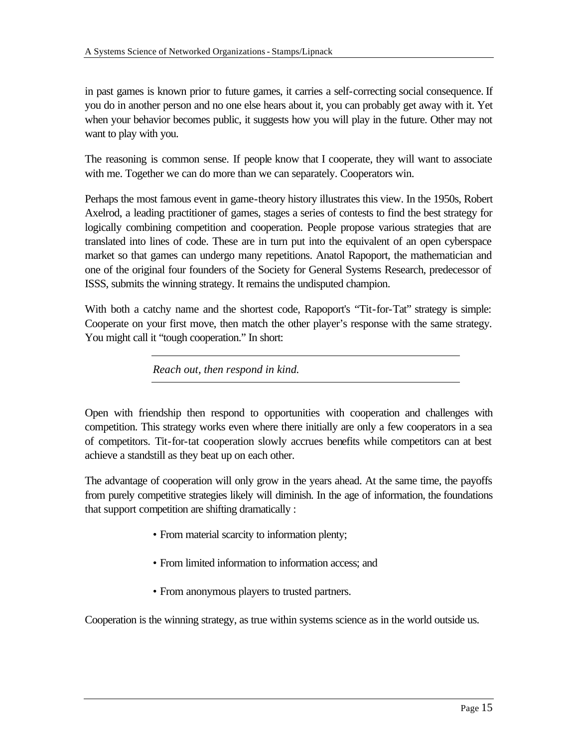in past games is known prior to future games, it carries a self-correcting social consequence. If you do in another person and no one else hears about it, you can probably get away with it. Yet when your behavior becomes public, it suggests how you will play in the future. Other may not want to play with you.

The reasoning is common sense. If people know that I cooperate, they will want to associate with me. Together we can do more than we can separately. Cooperators win.

Perhaps the most famous event in game-theory history illustrates this view. In the 1950s, Robert Axelrod, a leading practitioner of games, stages a series of contests to find the best strategy for logically combining competition and cooperation. People propose various strategies that are translated into lines of code. These are in turn put into the equivalent of an open cyberspace market so that games can undergo many repetitions. Anatol Rapoport, the mathematician and one of the original four founders of the Society for General Systems Research, predecessor of ISSS, submits the winning strategy. It remains the undisputed champion.

With both a catchy name and the shortest code, Rapoport's "Tit-for-Tat" strategy is simple: Cooperate on your first move, then match the other player's response with the same strategy. You might call it "tough cooperation." In short:

---

*Reach out, then respond in kind.*

---

Open with friendship then respond to opportunities with cooperation and challenges with competition. This strategy works even where there initially are only a few cooperators in a sea of competitors. Tit-for-tat cooperation slowly accrues benefits while competitors can at best achieve a standstill as they beat up on each other.

The advantage of cooperation will only grow in the years ahead. At the same time, the payoffs from purely competitive strategies likely will diminish. In the age of information, the foundations that support competition are shifting dramatically :

- From material scarcity to information plenty;
- From limited information to information access; and
- From anonymous players to trusted partners.

Cooperation is the winning strategy, as true within systems science as in the world outside us.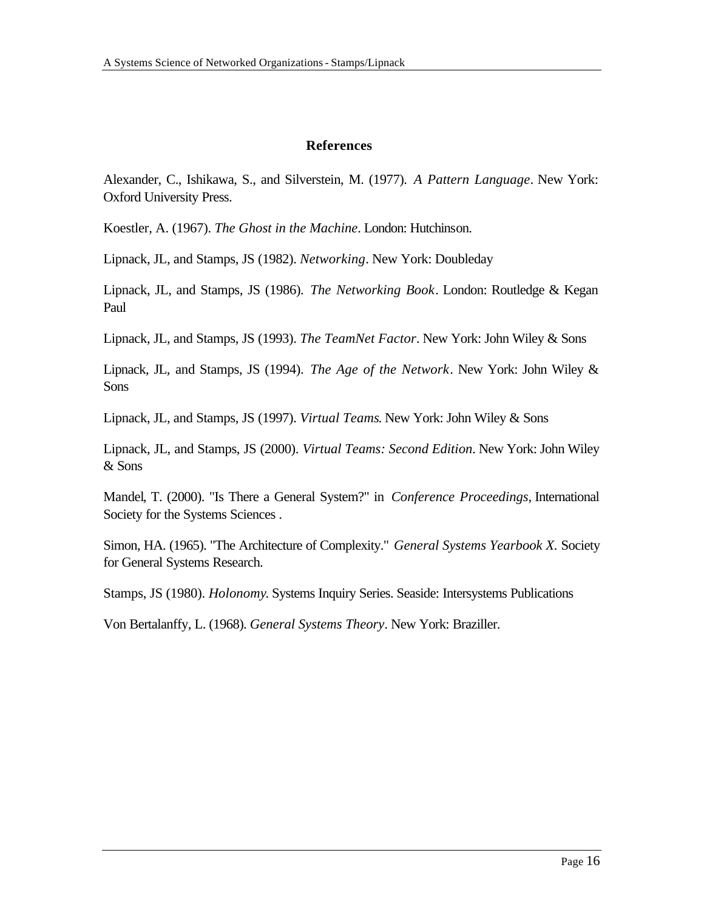# References

Alexander, C., Ishikawa, S., and Silverstein, M. (1977). *A Pattern Language*. New York: Oxford University Press.

Koestler, A. (1967). *The Ghost in the Machine*. London: Hutchinson.

Lipnack, JL, and Stamps, JS (1982). *Networking*. New York: Doubleday

Lipnack, JL, and Stamps, JS (1986). *The Networking Book*. London: Routledge & Kegan Paul

Lipnack, JL, and Stamps, JS (1993). *The TeamNet Factor*. New York: John Wiley & Sons

Lipnack, JL, and Stamps, JS (1994). *The Age of the Network*. New York: John Wiley & Sons

Lipnack, JL, and Stamps, JS (1997). *Virtual Teams*. New York: John Wiley & Sons

Lipnack, JL, and Stamps, JS (2000). *Virtual Teams: Second Edition*. New York: John Wiley & Sons

Mandel, T. (2000). "Is There a General System?" in *Conference Proceedings*, International Society for the Systems Sciences .

Simon, HA. (1965). "The Architecture of Complexity." *General Systems Yearbook X*. Society for General Systems Research.

Stamps, JS (1980). *Holonomy*. Systems Inquiry Series. Seaside: Intersystems Publications

Von Bertalanffy, L. (1968). *General Systems Theory*. New York: Braziller.